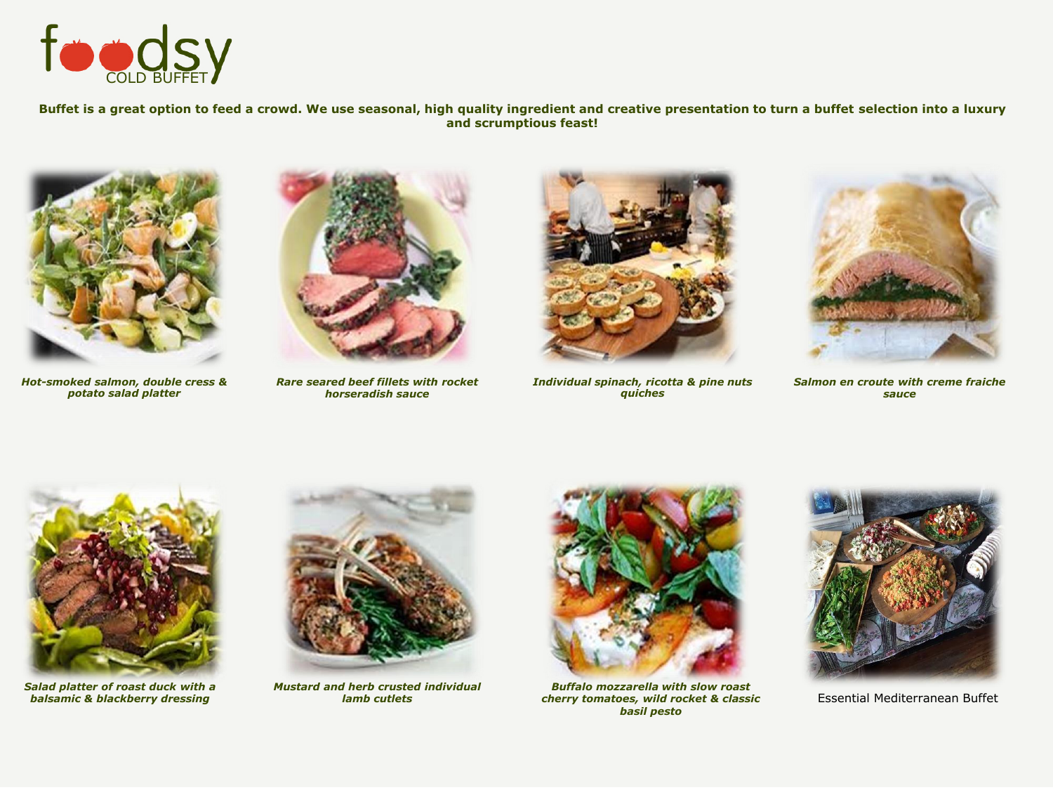# foodsy COLD BUFFET

**Buffet is a great option to feed a crowd. We use seasonal, high quality ingredient and creative presentation to turn a buffet selection into a luxury and scrumptious feast!**

***Hot-smoked salmon, double cress & potato salad platter***

***Rare seared beef fillets with rocket horseradish sauce***

***Individual spinach, ricotta & pine nuts quiches***

***Salmon en croute with creme fraiche sauce***

***Salad platter of roast duck with a balsamic & blackberry dressing***

***Mustard and herb crusted individual lamb cutlets***

***Buffalo mozzarella with slow roast cherry tomatoes, wild rocket & classic basil pesto***

Essential Mediterranean Buffet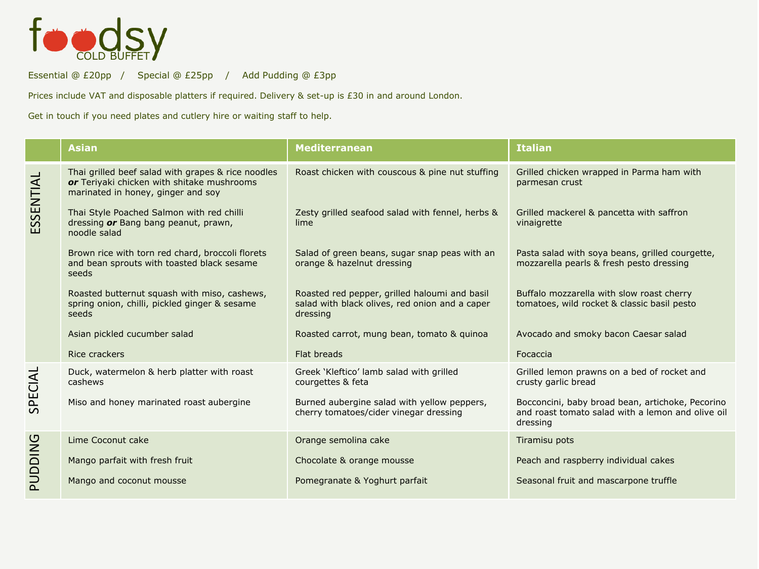# foodsy COLD BUFFET

Essential @ £20pp / Special @ £25pp / Add Pudding @ £3pp

Prices include VAT and disposable platters if required. Delivery & set-up is £30 in and around London.

Get in touch if you need plates and cutlery hire or waiting staff to help.

| | Asian | Mediterranean | Italian |
|---|---|---|---|
| ESSENTIAL | Thai grilled beef salad with grapes & rice noodles ***or*** Teriyaki chicken with shitake mushrooms marinated in honey, ginger and soy | Roast chicken with couscous & pine nut stuffing | Grilled chicken wrapped in Parma ham with parmesan crust |
| | Thai Style Poached Salmon with red chilli dressing ***or*** Bang bang peanut, prawn, noodle salad | Zesty grilled seafood salad with fennel, herbs & lime | Grilled mackerel & pancetta with saffron vinaigrette |
| | Brown rice with torn red chard, broccoli florets and bean sprouts with toasted black sesame seeds | Salad of green beans, sugar snap peas with an orange & hazelnut dressing | Pasta salad with soya beans, grilled courgette, mozzarella pearls & fresh pesto dressing |
| | Roasted butternut squash with miso, cashews, spring onion, chilli, pickled ginger & sesame seeds | Roasted red pepper, grilled haloumi and basil salad with black olives, red onion and a caper dressing | Buffalo mozzarella with slow roast cherry tomatoes, wild rocket & classic basil pesto |
| | Asian pickled cucumber salad | Roasted carrot, mung bean, tomato & quinoa | Avocado and smoky bacon Caesar salad |
| | Rice crackers | Flat breads | Focaccia |
| SPECIAL | Duck, watermelon & herb platter with roast cashews | Greek 'Kleftico' lamb salad with grilled courgettes & feta | Grilled lemon prawns on a bed of rocket and crusty garlic bread |
| | Miso and honey marinated roast aubergine | Burned aubergine salad with yellow peppers, cherry tomatoes/cider vinegar dressing | Bocconcini, baby broad bean, artichoke, Pecorino and roast tomato salad with a lemon and olive oil dressing |
| PUDDING | Lime Coconut cake | Orange semolina cake | Tiramisu pots |
| | Mango parfait with fresh fruit | Chocolate & orange mousse | Peach and raspberry individual cakes |
| | Mango and coconut mousse | Pomegranate & Yoghurt parfait | Seasonal fruit and mascarpone truffle |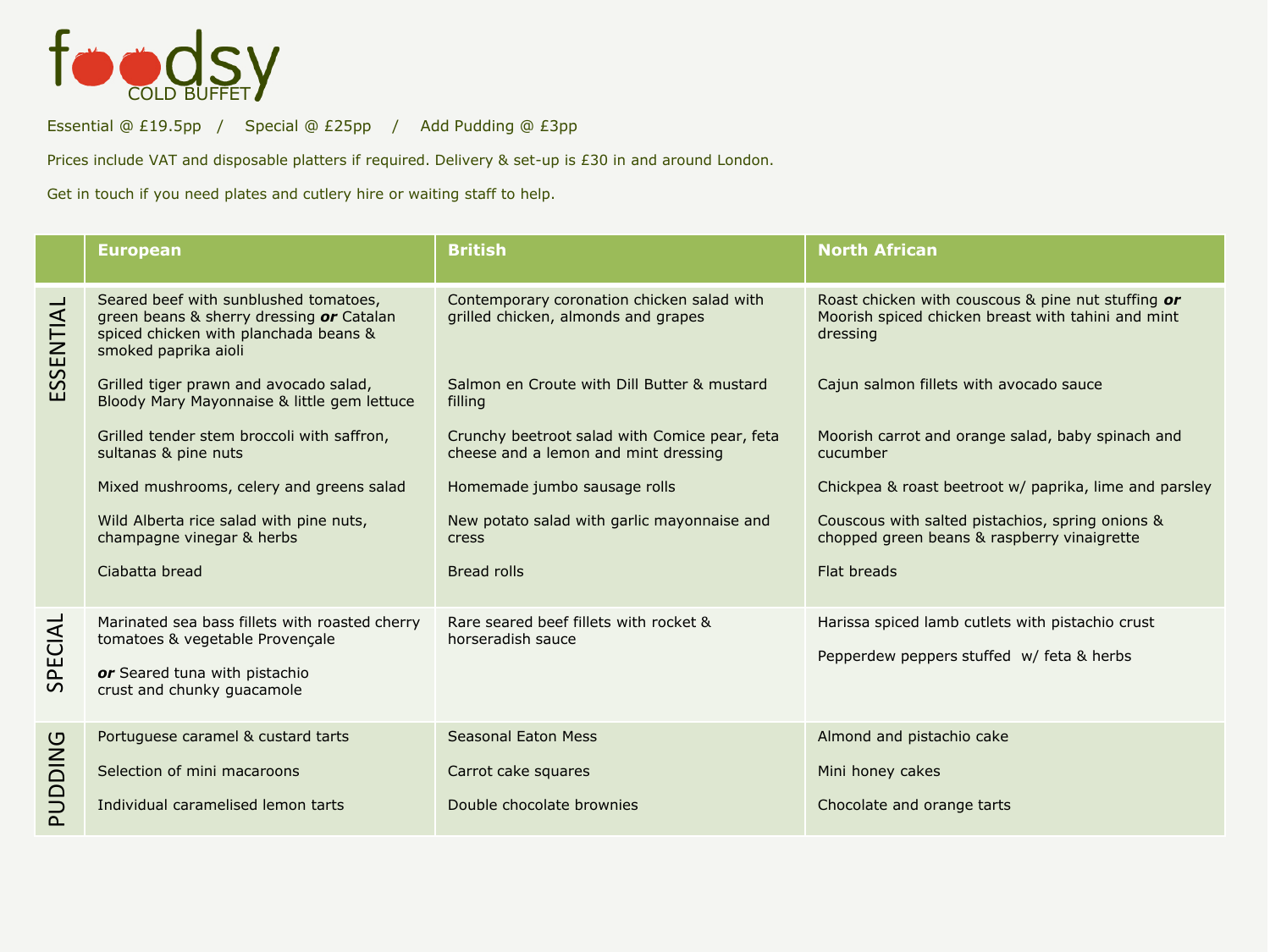# foodsy

COLD BUFFET

Essential @ £19.5pp / Special @ £25pp / Add Pudding @ £3pp

Prices include VAT and disposable platters if required. Delivery & set-up is £30 in and around London.

Get in touch if you need plates and cutlery hire or waiting staff to help.

| | European | British | North African |
|---|---|---|---|
| ESSENTIAL | Seared beef with sunblushed tomatoes, green beans & sherry dressing ***or*** Catalan spiced chicken with planchada beans & smoked paprika aioli<br><br>Grilled tiger prawn and avocado salad, Bloody Mary Mayonnaise & little gem lettuce<br><br>Grilled tender stem broccoli with saffron, sultanas & pine nuts<br><br>Mixed mushrooms, celery and greens salad<br><br>Wild Alberta rice salad with pine nuts, champagne vinegar & herbs<br><br>Ciabatta bread | Contemporary coronation chicken salad with grilled chicken, almonds and grapes<br><br>Salmon en Croute with Dill Butter & mustard filling<br><br>Crunchy beetroot salad with Comice pear, feta cheese and a lemon and mint dressing<br><br>Homemade jumbo sausage rolls<br><br>New potato salad with garlic mayonnaise and cress<br><br>Bread rolls | Roast chicken with couscous & pine nut stuffing ***or*** Moorish spiced chicken breast with tahini and mint dressing<br><br>Cajun salmon fillets with avocado sauce<br><br>Moorish carrot and orange salad, baby spinach and cucumber<br><br>Chickpea & roast beetroot w/ paprika, lime and parsley<br><br>Couscous with salted pistachios, spring onions & chopped green beans & raspberry vinaigrette<br><br>Flat breads |
| SPECIAL | Marinated sea bass fillets with roasted cherry tomatoes & vegetable Provençale<br><br>***or*** Seared tuna with pistachio crust and chunky guacamole | Rare seared beef fillets with rocket & horseradish sauce | Harissa spiced lamb cutlets with pistachio crust<br><br>Pepperdew peppers stuffed w/ feta & herbs |
| PUDDING | Portuguese caramel & custard tarts<br><br>Selection of mini macaroons<br><br>Individual caramelised lemon tarts | Seasonal Eaton Mess<br><br>Carrot cake squares<br><br>Double chocolate brownies | Almond and pistachio cake<br><br>Mini honey cakes<br><br>Chocolate and orange tarts |